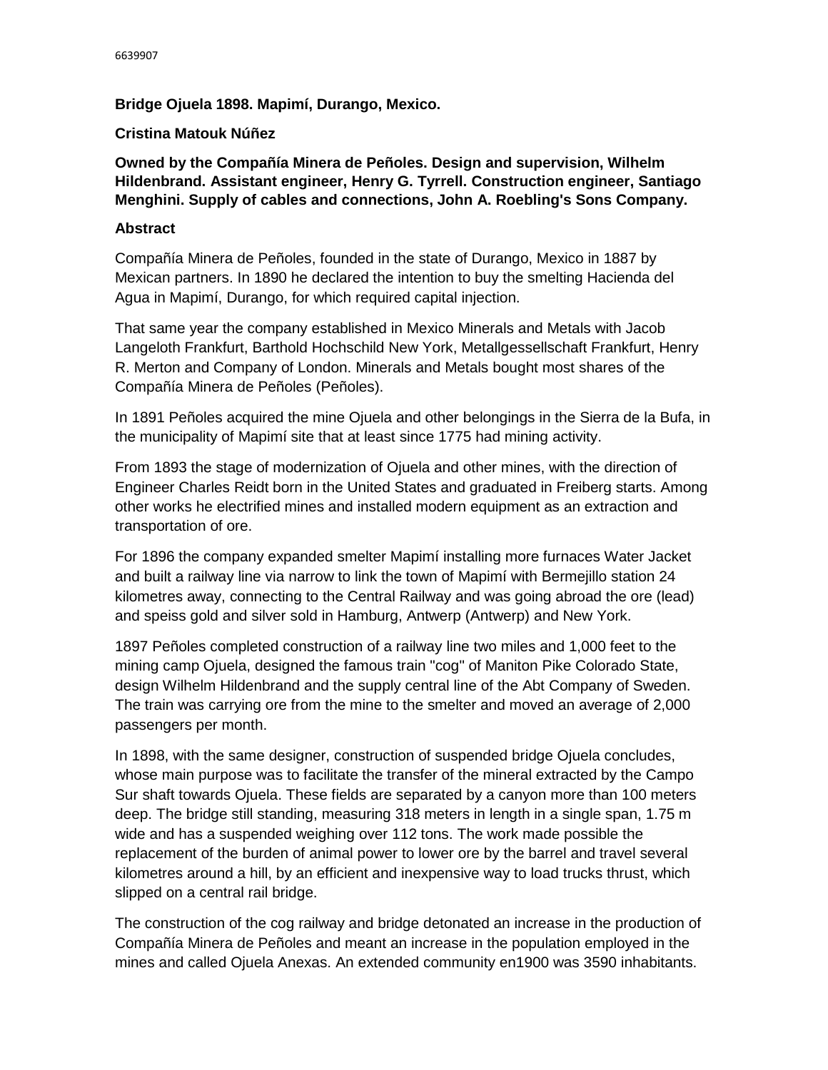6639907

**Bridge Ojuela 1898. Mapimí, Durango, Mexico.**

**Cristina Matouk Núñez**

**Owned by the Compañía Minera de Peñoles. Design and supervision, Wilhelm Hildenbrand. Assistant engineer, Henry G. Tyrrell. Construction engineer, Santiago Menghini. Supply of cables and connections, John A. Roebling's Sons Company.**

**Abstract**

Compañía Minera de Peñoles, founded in the state of Durango, Mexico in 1887 by Mexican partners. In 1890 he declared the intention to buy the smelting Hacienda del Agua in Mapimí, Durango, for which required capital injection.

That same year the company established in Mexico Minerals and Metals with Jacob Langeloth Frankfurt, Barthold Hochschild New York, Metallgessellschaft Frankfurt, Henry R. Merton and Company of London. Minerals and Metals bought most shares of the Compañía Minera de Peñoles (Peñoles).

In 1891 Peñoles acquired the mine Ojuela and other belongings in the Sierra de la Bufa, in the municipality of Mapimí site that at least since 1775 had mining activity.

From 1893 the stage of modernization of Ojuela and other mines, with the direction of Engineer Charles Reidt born in the United States and graduated in Freiberg starts. Among other works he electrified mines and installed modern equipment as an extraction and transportation of ore.

For 1896 the company expanded smelter Mapimí installing more furnaces Water Jacket and built a railway line via narrow to link the town of Mapimí with Bermejillo station 24 kilometres away, connecting to the Central Railway and was going abroad the ore (lead) and speiss gold and silver sold in Hamburg, Antwerp (Antwerp) and New York.

1897 Peñoles completed construction of a railway line two miles and 1,000 feet to the mining camp Ojuela, designed the famous train "cog" of Maniton Pike Colorado State, design Wilhelm Hildenbrand and the supply central line of the Abt Company of Sweden. The train was carrying ore from the mine to the smelter and moved an average of 2,000 passengers per month.

In 1898, with the same designer, construction of suspended bridge Ojuela concludes, whose main purpose was to facilitate the transfer of the mineral extracted by the Campo Sur shaft towards Ojuela. These fields are separated by a canyon more than 100 meters deep. The bridge still standing, measuring 318 meters in length in a single span, 1.75 m wide and has a suspended weighing over 112 tons. The work made possible the replacement of the burden of animal power to lower ore by the barrel and travel several kilometres around a hill, by an efficient and inexpensive way to load trucks thrust, which slipped on a central rail bridge.

The construction of the cog railway and bridge detonated an increase in the production of Compañía Minera de Peñoles and meant an increase in the population employed in the mines and called Ojuela Anexas. An extended community en1900 was 3590 inhabitants.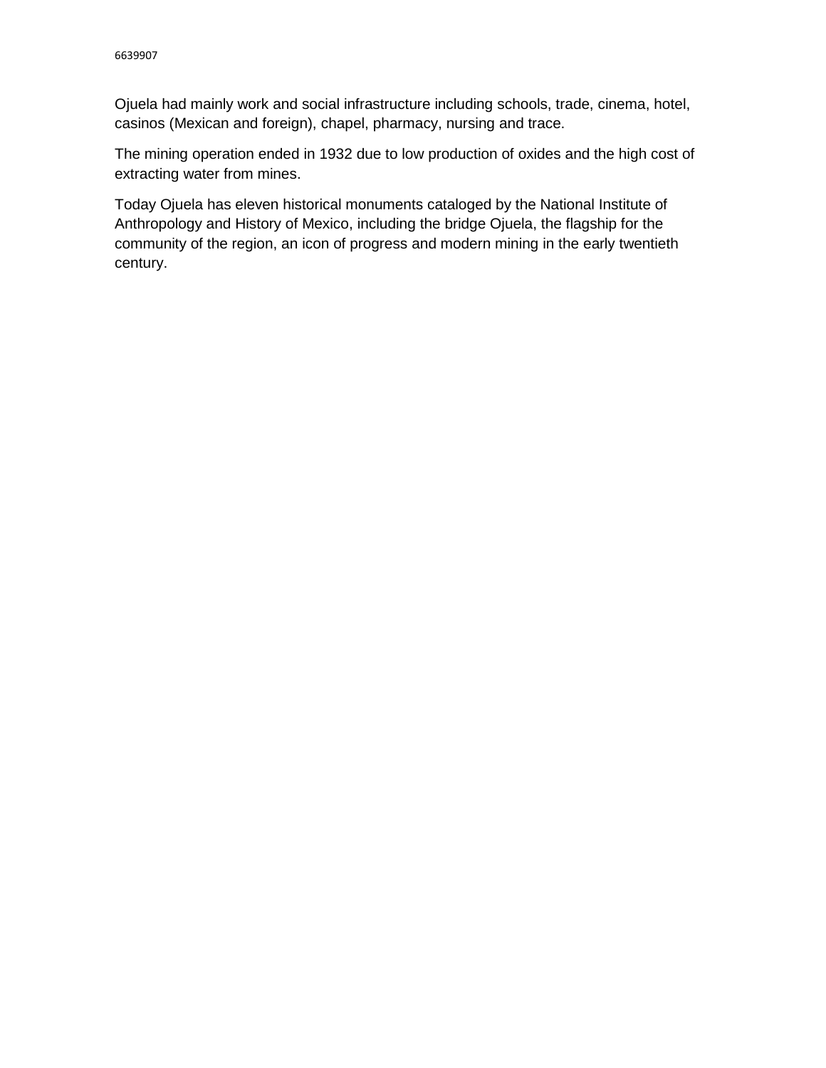Ojuela had mainly work and social infrastructure including schools, trade, cinema, hotel, casinos (Mexican and foreign), chapel, pharmacy, nursing and trace.

The mining operation ended in 1932 due to low production of oxides and the high cost of extracting water from mines.

Today Ojuela has eleven historical monuments cataloged by the National Institute of Anthropology and History of Mexico, including the bridge Ojuela, the flagship for the community of the region, an icon of progress and modern mining in the early twentieth century.